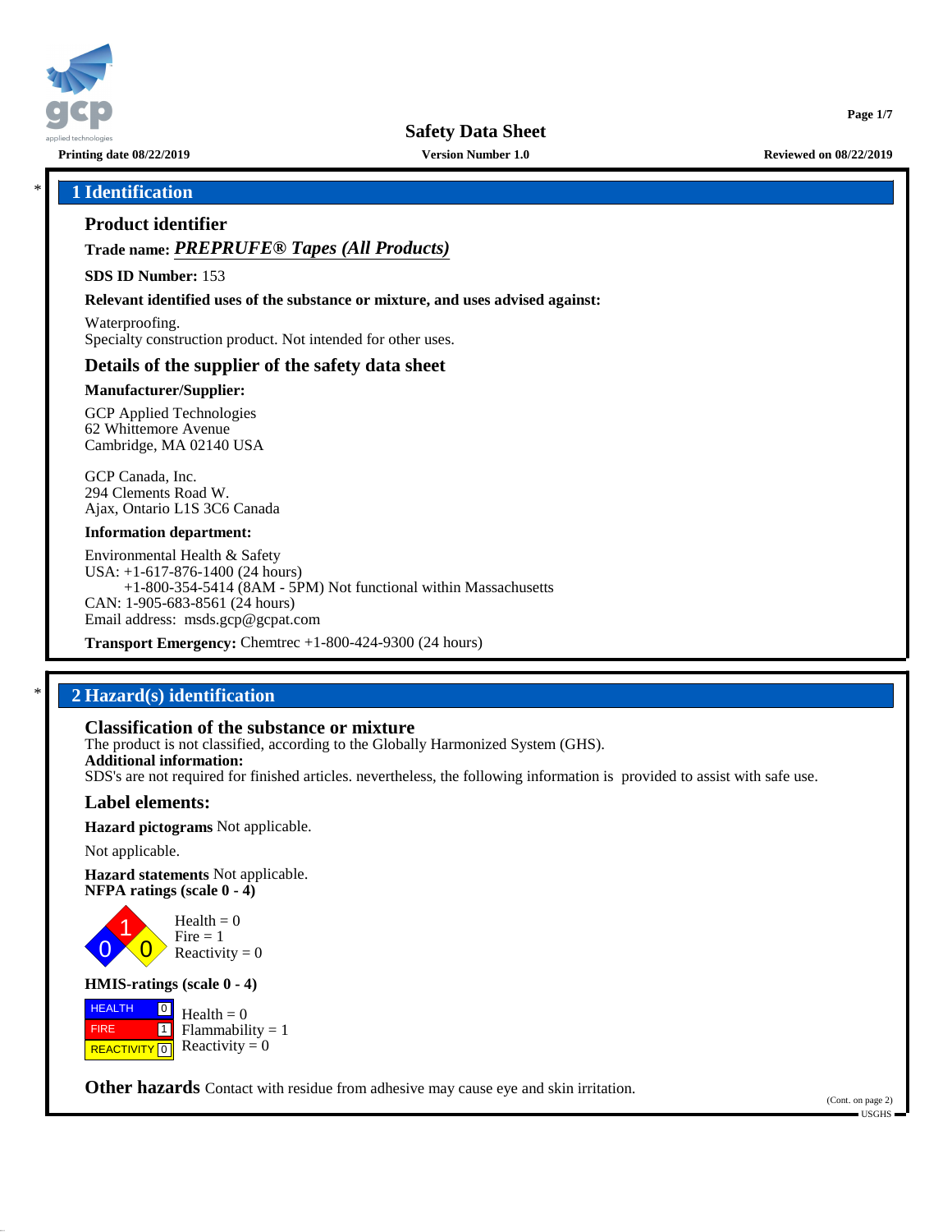# Safety Data Sheet

**Printing date 08/22/2019** | **Version Number 1.0** | **Reviewed on 08/22/2019**

## 1 Identification

### Product identifier

**Trade name:** ***PREPRUFE® Tapes (All Products)***

**SDS ID Number:** 153

**Relevant identified uses of the substance or mixture, and uses advised against:**

Waterproofing.
Specialty construction product. Not intended for other uses.

### Details of the supplier of the safety data sheet

**Manufacturer/Supplier:**

GCP Applied Technologies
62 Whittemore Avenue
Cambridge, MA 02140 USA

GCP Canada, Inc.
294 Clements Road W.
Ajax, Ontario L1S 3C6 Canada

**Information department:**

Environmental Health & Safety
USA: +1-617-876-1400 (24 hours)
+1-800-354-5414 (8AM - 5PM) Not functional within Massachusetts
CAN: 1-905-683-8561 (24 hours)
Email address: msds.gcp@gcpat.com

**Transport Emergency:** Chemtrec +1-800-424-9300 (24 hours)

## 2 Hazard(s) identification

### Classification of the substance or mixture

The product is not classified, according to the Globally Harmonized System (GHS).
**Additional information:**
SDS's are not required for finished articles. nevertheless, the following information is provided to assist with safe use.

### Label elements:

**Hazard pictograms** Not applicable.

Not applicable.

**Hazard statements** Not applicable.
**NFPA ratings (scale 0 - 4)**

Health = 0
Fire = 1
Reactivity = 0

**HMIS-ratings (scale 0 - 4)**

| | |
|---|---|
| HEALTH | 0 |
| FIRE | 1 |
| REACTIVITY | 0 |

Health = 0
Flammability = 1
Reactivity = 0

**Other hazards** Contact with residue from adhesive may cause eye and skin irritation.

(Cont. on page 2)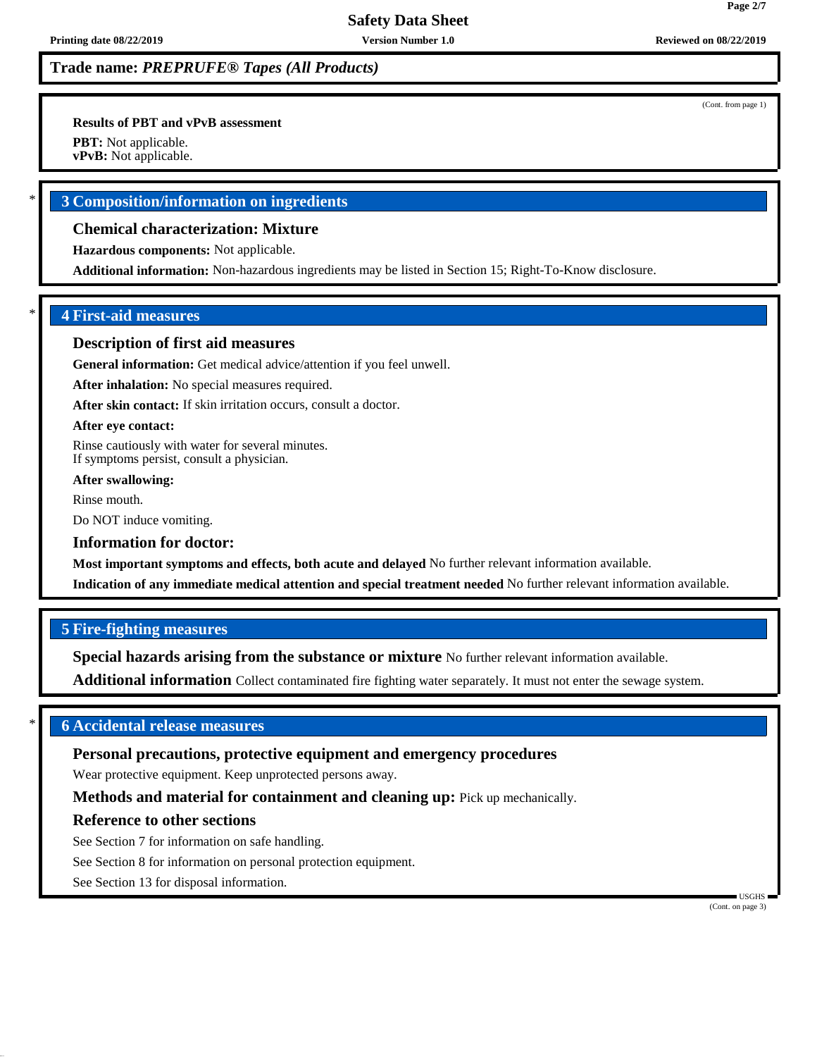**Trade name:** ***PREPRUFE® Tapes (All Products)***

(Cont. from page 1)

**Results of PBT and vPvB assessment**

**PBT:** Not applicable.
**vPvB:** Not applicable.

\* 

## 3 Composition/information on ingredients

### Chemical characterization: Mixture

**Hazardous components:** Not applicable.

**Additional information:** Non-hazardous ingredients may be listed in Section 15; Right-To-Know disclosure.

\* 

## 4 First-aid measures

### Description of first aid measures

**General information:** Get medical advice/attention if you feel unwell.

**After inhalation:** No special measures required.

**After skin contact:** If skin irritation occurs, consult a doctor.

**After eye contact:**

Rinse cautiously with water for several minutes.
If symptoms persist, consult a physician.

**After swallowing:**

Rinse mouth.

Do NOT induce vomiting.

### Information for doctor:

**Most important symptoms and effects, both acute and delayed** No further relevant information available.

**Indication of any immediate medical attention and special treatment needed** No further relevant information available.

## 5 Fire-fighting measures

**Special hazards arising from the substance or mixture** No further relevant information available.

**Additional information** Collect contaminated fire fighting water separately. It must not enter the sewage system.

\* 

## 6 Accidental release measures

### Personal precautions, protective equipment and emergency procedures

Wear protective equipment. Keep unprotected persons away.

**Methods and material for containment and cleaning up:** Pick up mechanically.

### Reference to other sections

See Section 7 for information on safe handling.

See Section 8 for information on personal protection equipment.

See Section 13 for disposal information.

(Cont. on page 3)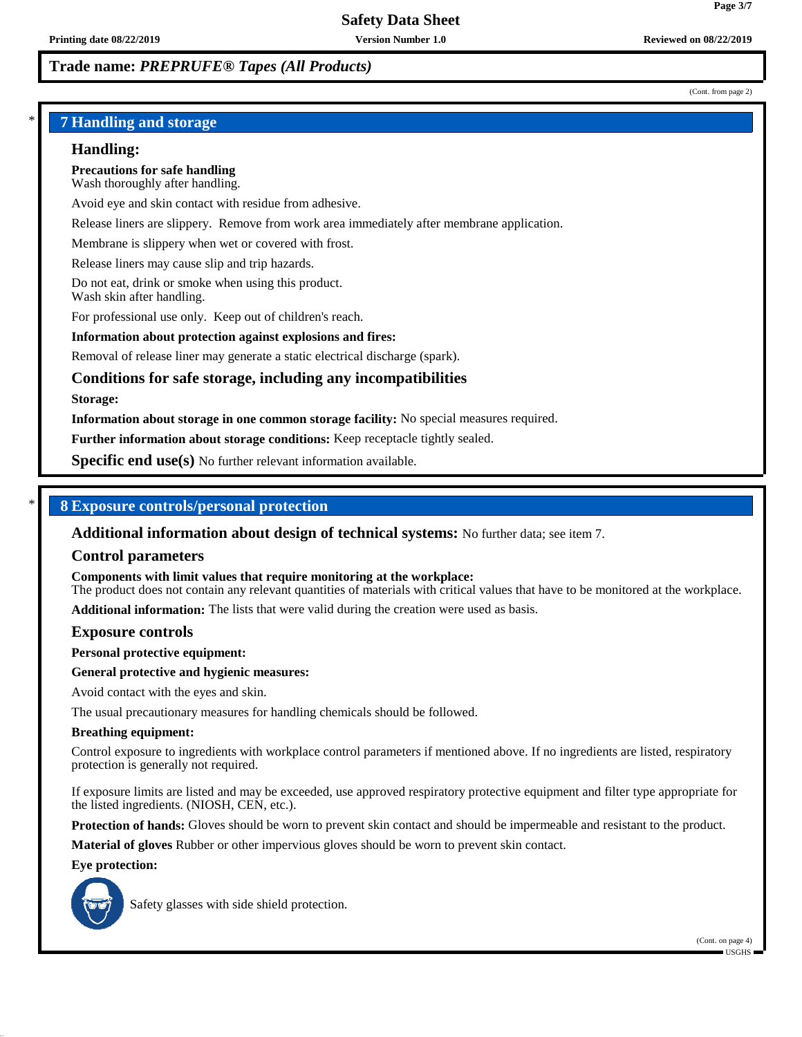**Trade name: *PREPRUFE® Tapes (All Products)***

(Cont. from page 2)

## 7 Handling and storage

### Handling:

**Precautions for safe handling**
Wash thoroughly after handling.

Avoid eye and skin contact with residue from adhesive.

Release liners are slippery. Remove from work area immediately after membrane application.

Membrane is slippery when wet or covered with frost.

Release liners may cause slip and trip hazards.

Do not eat, drink or smoke when using this product.
Wash skin after handling.

For professional use only. Keep out of children's reach.

**Information about protection against explosions and fires:**

Removal of release liner may generate a static electrical discharge (spark).

### Conditions for safe storage, including any incompatibilities

**Storage:**

**Information about storage in one common storage facility:** No special measures required.

**Further information about storage conditions:** Keep receptacle tightly sealed.

**Specific end use(s)** No further relevant information available.

## 8 Exposure controls/personal protection

**Additional information about design of technical systems:** No further data; see item 7.

### Control parameters

**Components with limit values that require monitoring at the workplace:**
The product does not contain any relevant quantities of materials with critical values that have to be monitored at the workplace.

**Additional information:** The lists that were valid during the creation were used as basis.

### Exposure controls

**Personal protective equipment:**

**General protective and hygienic measures:**

Avoid contact with the eyes and skin.

The usual precautionary measures for handling chemicals should be followed.

**Breathing equipment:**

Control exposure to ingredients with workplace control parameters if mentioned above. If no ingredients are listed, respiratory protection is generally not required.

If exposure limits are listed and may be exceeded, use approved respiratory protective equipment and filter type appropriate for the listed ingredients. (NIOSH, CEN, etc.).

**Protection of hands:** Gloves should be worn to prevent skin contact and should be impermeable and resistant to the product.

**Material of gloves** Rubber or other impervious gloves should be worn to prevent skin contact.

**Eye protection:**

Safety glasses with side shield protection.

(Cont. on page 4)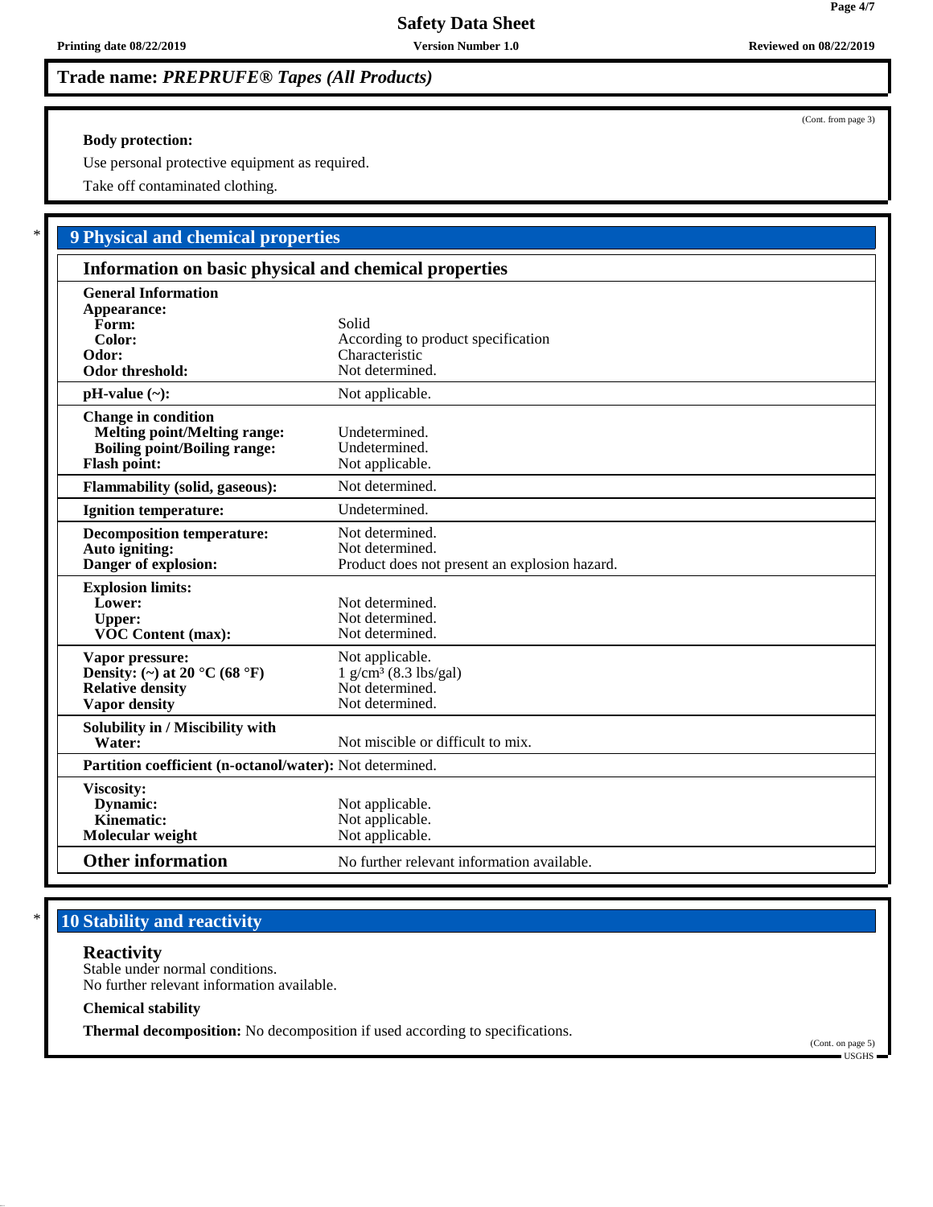(Cont. from page 3)

**Body protection:**

Use personal protective equipment as required.

Take off contaminated clothing.

## 9 Physical and chemical properties

### Information on basic physical and chemical properties

| Property | Value |
|---|---|
| **General Information** | |
| **Appearance:** | |
| **Form:** | Solid |
| **Color:** | According to product specification |
| **Odor:** | Characteristic |
| **Odor threshold:** | Not determined. |
| **pH-value (~):** | Not applicable. |
| **Change in condition** | |
| **Melting point/Melting range:** | Undetermined. |
| **Boiling point/Boiling range:** | Undetermined. |
| **Flash point:** | Not applicable. |
| **Flammability (solid, gaseous):** | Not determined. |
| **Ignition temperature:** | Undetermined. |
| **Decomposition temperature:** | Not determined. |
| **Auto igniting:** | Not determined. |
| **Danger of explosion:** | Product does not present an explosion hazard. |
| **Explosion limits:** | |
| **Lower:** | Not determined. |
| **Upper:** | Not determined. |
| **VOC Content (max):** | Not determined. |
| **Vapor pressure:** | Not applicable. |
| **Density: (~) at 20 °C (68 °F)** | 1 g/cm³ (8.3 lbs/gal) |
| **Relative density** | Not determined. |
| **Vapor density** | Not determined. |
| **Solubility in / Miscibility with Water:** | Not miscible or difficult to mix. |
| **Partition coefficient (n-octanol/water):** | Not determined. |
| **Viscosity:** | |
| **Dynamic:** | Not applicable. |
| **Kinematic:** | Not applicable. |
| **Molecular weight** | Not applicable. |
| **Other information** | No further relevant information available. |

## 10 Stability and reactivity

### Reactivity

Stable under normal conditions.
No further relevant information available.

**Chemical stability**

**Thermal decomposition:** No decomposition if used according to specifications.

(Cont. on page 5)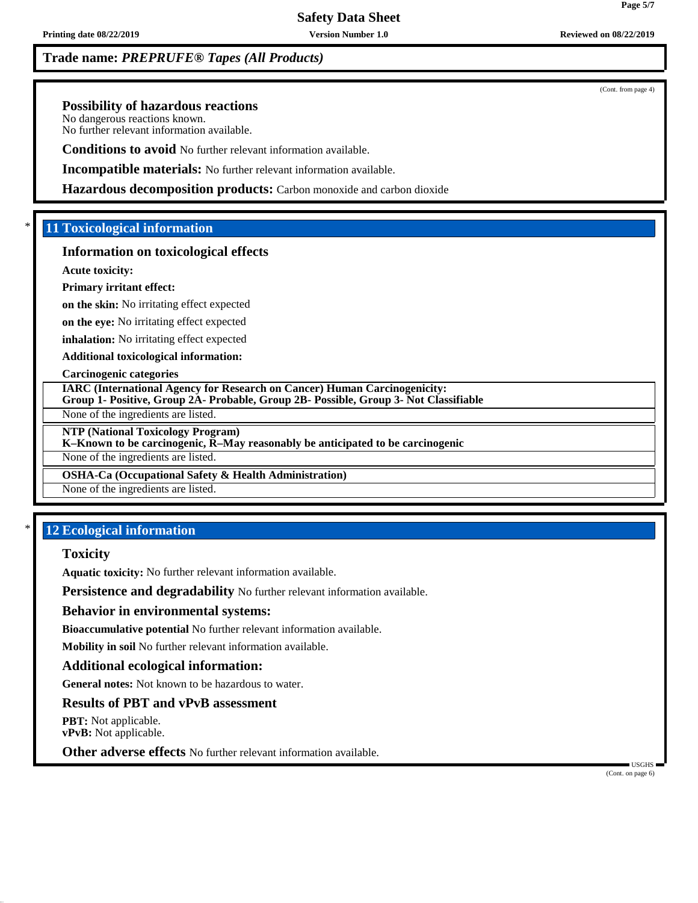(Cont. from page 4)

**Possibility of hazardous reactions**
No dangerous reactions known.
No further relevant information available.

**Conditions to avoid** No further relevant information available.

**Incompatible materials:** No further relevant information available.

**Hazardous decomposition products:** Carbon monoxide and carbon dioxide

## * 11 Toxicological information

### Information on toxicological effects

**Acute toxicity:**

**Primary irritant effect:**

**on the skin:** No irritating effect expected

**on the eye:** No irritating effect expected

**inhalation:** No irritating effect expected

**Additional toxicological information:**

**Carcinogenic categories**

| **IARC (International Agency for Research on Cancer) Human Carcinogenicity: Group 1- Positive, Group 2A- Probable, Group 2B- Possible, Group 3- Not Classifiable** |
|---|
| None of the ingredients are listed. |

| **NTP (National Toxicology Program) K–Known to be carcinogenic, R–May reasonably be anticipated to be carcinogenic** |
|---|
| None of the ingredients are listed. |

| **OSHA-Ca (Occupational Safety & Health Administration)** |
|---|
| None of the ingredients are listed. |

## * 12 Ecological information

### Toxicity

**Aquatic toxicity:** No further relevant information available.

**Persistence and degradability** No further relevant information available.

### Behavior in environmental systems:

**Bioaccumulative potential** No further relevant information available.

**Mobility in soil** No further relevant information available.

### Additional ecological information:

**General notes:** Not known to be hazardous to water.

### Results of PBT and vPvB assessment

**PBT:** Not applicable.
**vPvB:** Not applicable.

**Other adverse effects** No further relevant information available.

(Cont. on page 6)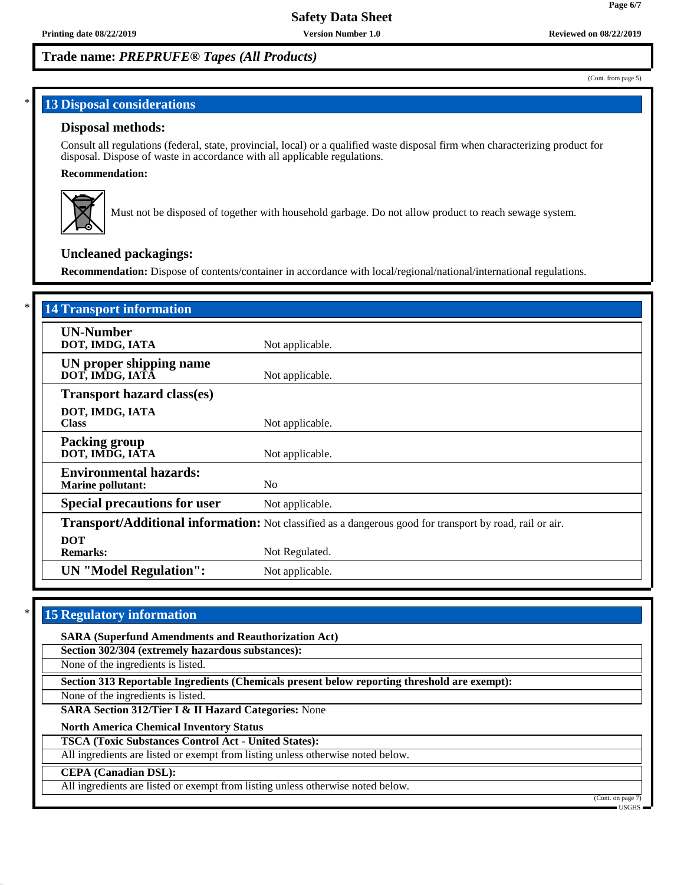Trade name: *PREPRUFE® Tapes (All Products)*

(Cont. from page 5)

## 13 Disposal considerations

### Disposal methods:

Consult all regulations (federal, state, provincial, local) or a qualified waste disposal firm when characterizing product for disposal. Dispose of waste in accordance with all applicable regulations.

**Recommendation:**

Must not be disposed of together with household garbage. Do not allow product to reach sewage system.

### Uncleaned packagings:

**Recommendation:** Dispose of contents/container in accordance with local/regional/national/international regulations.

## 14 Transport information

| | |
|---|---|
| **UN-Number**<br>**DOT, IMDG, IATA** | Not applicable. |
| **UN proper shipping name**<br>**DOT, IMDG, IATA** | Not applicable. |
| **Transport hazard class(es)**<br>**DOT, IMDG, IATA**<br>**Class** | Not applicable. |
| **Packing group**<br>**DOT, IMDG, IATA** | Not applicable. |
| **Environmental hazards:**<br>**Marine pollutant:** | No |
| **Special precautions for user** | Not applicable. |
| **Transport/Additional information:** | Not classified as a dangerous good for transport by road, rail or air. |
| **DOT**<br>**Remarks:** | Not Regulated. |
| **UN "Model Regulation":** | Not applicable. |

## 15 Regulatory information

**SARA (Superfund Amendments and Reauthorization Act)**

**Section 302/304 (extremely hazardous substances):**

None of the ingredients is listed.

**Section 313 Reportable Ingredients (Chemicals present below reporting threshold are exempt):**

None of the ingredients is listed.

**SARA Section 312/Tier I & II Hazard Categories:** None

**North America Chemical Inventory Status**

**TSCA (Toxic Substances Control Act - United States):**

All ingredients are listed or exempt from listing unless otherwise noted below.

**CEPA (Canadian DSL):**

All ingredients are listed or exempt from listing unless otherwise noted below.

(Cont. on page 7)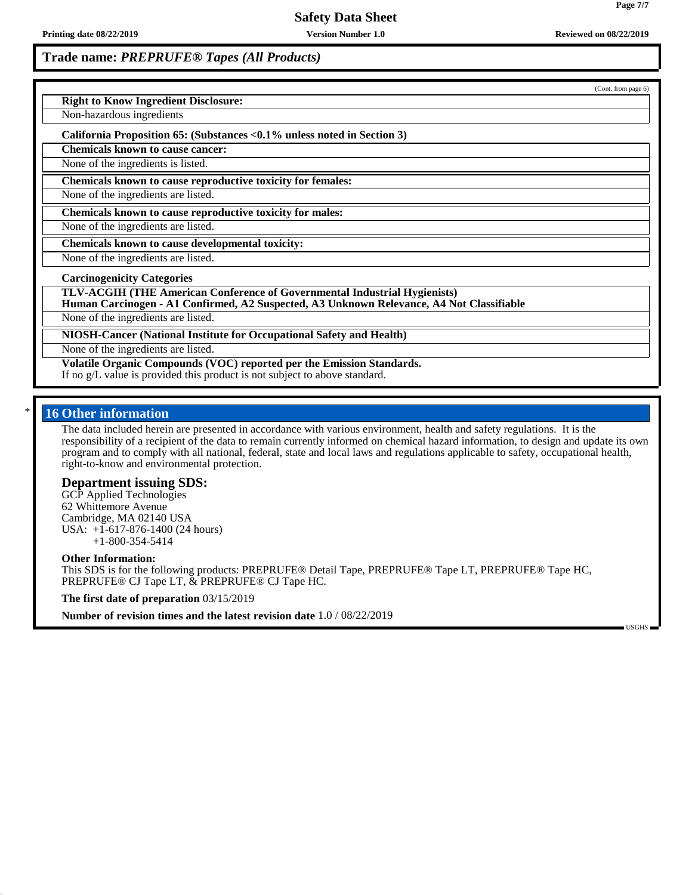**Trade name:** ***PREPRUFE® Tapes (All Products)***

(Cont. from page 6)

**Right to Know Ingredient Disclosure:**

Non-hazardous ingredients

**California Proposition 65: (Substances <0.1% unless noted in Section 3)**

**Chemicals known to cause cancer:**

None of the ingredients is listed.

**Chemicals known to cause reproductive toxicity for females:**

None of the ingredients are listed.

**Chemicals known to cause reproductive toxicity for males:**

None of the ingredients are listed.

**Chemicals known to cause developmental toxicity:**

None of the ingredients are listed.

**Carcinogenicity Categories**

**TLV-ACGIH (THE American Conference of Governmental Industrial Hygienists)**
**Human Carcinogen - A1 Confirmed, A2 Suspected, A3 Unknown Relevance, A4 Not Classifiable**

None of the ingredients are listed.

**NIOSH-Cancer (National Institute for Occupational Safety and Health)**

None of the ingredients are listed.

**Volatile Organic Compounds (VOC) reported per the Emission Standards.**
If no g/L value is provided this product is not subject to above standard.

## * 16 Other information

The data included herein are presented in accordance with various environment, health and safety regulations. It is the responsibility of a recipient of the data to remain currently informed on chemical hazard information, to design and update its own program and to comply with all national, federal, state and local laws and regulations applicable to safety, occupational health, right-to-know and environmental protection.

### Department issuing SDS:

GCP Applied Technologies
62 Whittemore Avenue
Cambridge, MA 02140 USA
USA: +1-617-876-1400 (24 hours)
+1-800-354-5414

**Other Information:**
This SDS is for the following products: PREPRUFE® Detail Tape, PREPRUFE® Tape LT, PREPRUFE® Tape HC, PREPRUFE® CJ Tape LT, & PREPRUFE® CJ Tape HC.

**The first date of preparation** 03/15/2019

**Number of revision times and the latest revision date** 1.0 / 08/22/2019